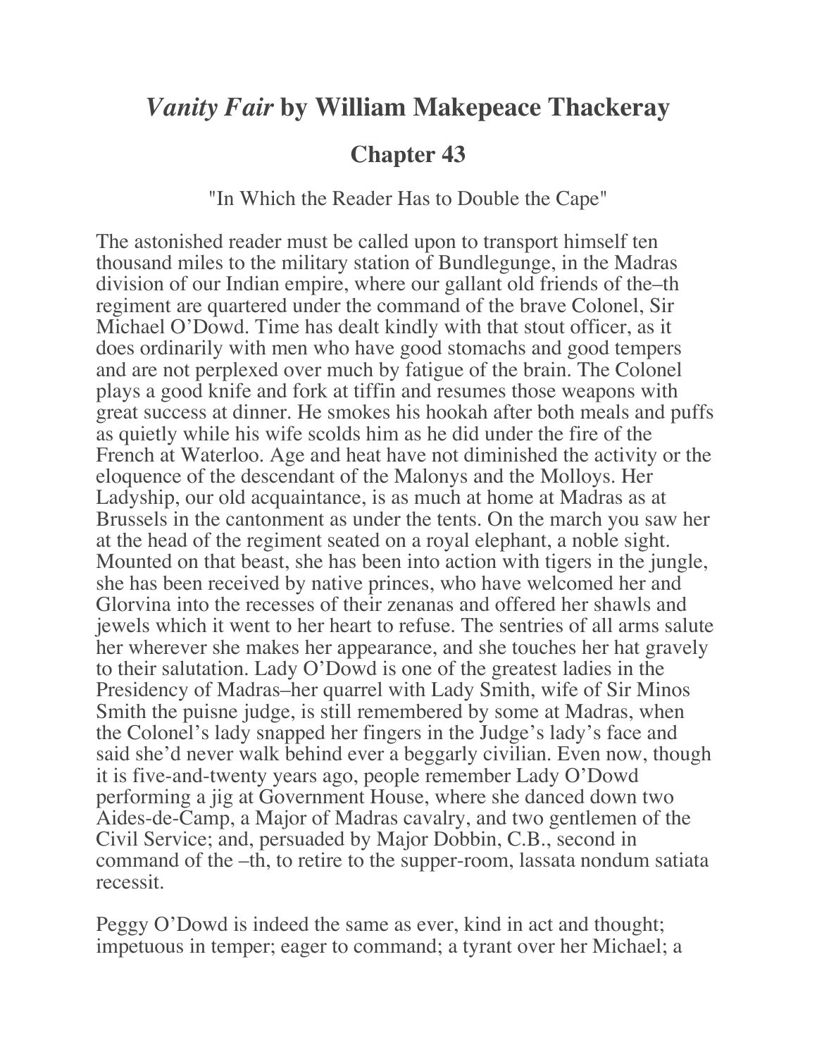# *Vanity Fair* by William Makepeace Thackeray

## Chapter 43

"In Which the Reader Has to Double the Cape"

The astonished reader must be called upon to transport himself ten thousand miles to the military station of Bundlegunge, in the Madras division of our Indian empire, where our gallant old friends of the–th regiment are quartered under the command of the brave Colonel, Sir Michael O'Dowd. Time has dealt kindly with that stout officer, as it does ordinarily with men who have good stomachs and good tempers and are not perplexed over much by fatigue of the brain. The Colonel plays a good knife and fork at tiffin and resumes those weapons with great success at dinner. He smokes his hookah after both meals and puffs as quietly while his wife scolds him as he did under the fire of the French at Waterloo. Age and heat have not diminished the activity or the eloquence of the descendant of the Malonys and the Molloys. Her Ladyship, our old acquaintance, is as much at home at Madras as at Brussels in the cantonment as under the tents. On the march you saw her at the head of the regiment seated on a royal elephant, a noble sight. Mounted on that beast, she has been into action with tigers in the jungle, she has been received by native princes, who have welcomed her and Glorvina into the recesses of their zenanas and offered her shawls and jewels which it went to her heart to refuse. The sentries of all arms salute her wherever she makes her appearance, and she touches her hat gravely to their salutation. Lady O'Dowd is one of the greatest ladies in the Presidency of Madras–her quarrel with Lady Smith, wife of Sir Minos Smith the puisne judge, is still remembered by some at Madras, when the Colonel's lady snapped her fingers in the Judge's lady's face and said she'd never walk behind ever a beggarly civilian. Even now, though it is five-and-twenty years ago, people remember Lady O'Dowd performing a jig at Government House, where she danced down two Aides-de-Camp, a Major of Madras cavalry, and two gentlemen of the Civil Service; and, persuaded by Major Dobbin, C.B., second in command of the –th, to retire to the supper-room, lassata nondum satiata recessit.

Peggy O'Dowd is indeed the same as ever, kind in act and thought; impetuous in temper; eager to command; a tyrant over her Michael; a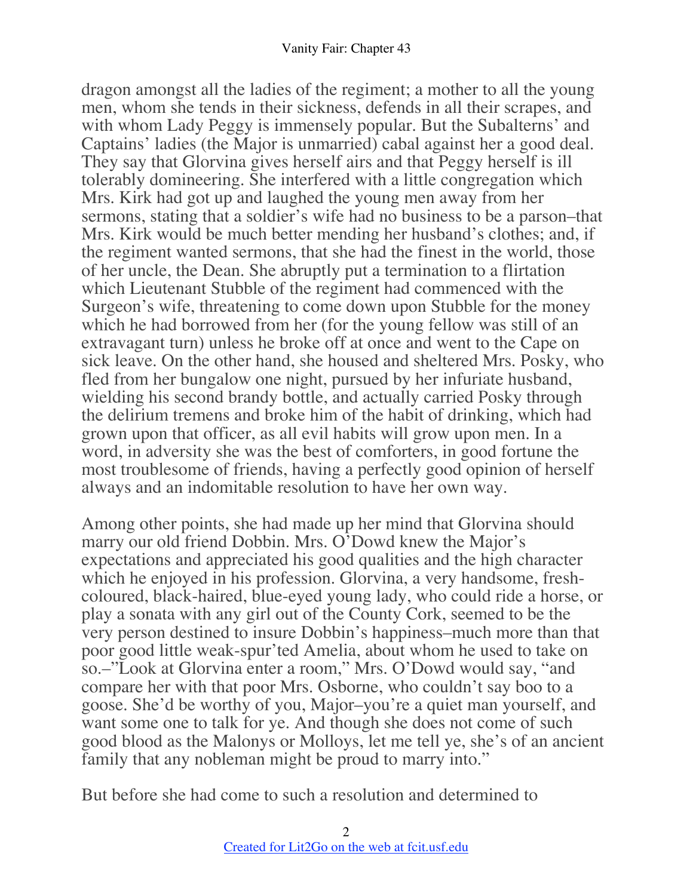dragon amongst all the ladies of the regiment; a mother to all the young men, whom she tends in their sickness, defends in all their scrapes, and with whom Lady Peggy is immensely popular. But the Subalterns' and Captains' ladies (the Major is unmarried) cabal against her a good deal. They say that Glorvina gives herself airs and that Peggy herself is ill tolerably domineering. She interfered with a little congregation which Mrs. Kirk had got up and laughed the young men away from her sermons, stating that a soldier's wife had no business to be a parson–that Mrs. Kirk would be much better mending her husband's clothes; and, if the regiment wanted sermons, that she had the finest in the world, those of her uncle, the Dean. She abruptly put a termination to a flirtation which Lieutenant Stubble of the regiment had commenced with the Surgeon's wife, threatening to come down upon Stubble for the money which he had borrowed from her (for the young fellow was still of an extravagant turn) unless he broke off at once and went to the Cape on sick leave. On the other hand, she housed and sheltered Mrs. Posky, who fled from her bungalow one night, pursued by her infuriate husband, wielding his second brandy bottle, and actually carried Posky through the delirium tremens and broke him of the habit of drinking, which had grown upon that officer, as all evil habits will grow upon men. In a word, in adversity she was the best of comforters, in good fortune the most troublesome of friends, having a perfectly good opinion of herself always and an indomitable resolution to have her own way.

Among other points, she had made up her mind that Glorvina should marry our old friend Dobbin. Mrs. O'Dowd knew the Major's expectations and appreciated his good qualities and the high character which he enjoyed in his profession. Glorvina, a very handsome, fresh-coloured, black-haired, blue-eyed young lady, who could ride a horse, or play a sonata with any girl out of the County Cork, seemed to be the very person destined to insure Dobbin's happiness–much more than that poor good little weak-spur'ted Amelia, about whom he used to take on so.–"Look at Glorvina enter a room," Mrs. O'Dowd would say, "and compare her with that poor Mrs. Osborne, who couldn't say boo to a goose. She'd be worthy of you, Major–you're a quiet man yourself, and want some one to talk for ye. And though she does not come of such good blood as the Malonys or Molloys, let me tell ye, she's of an ancient family that any nobleman might be proud to marry into."

But before she had come to such a resolution and determined to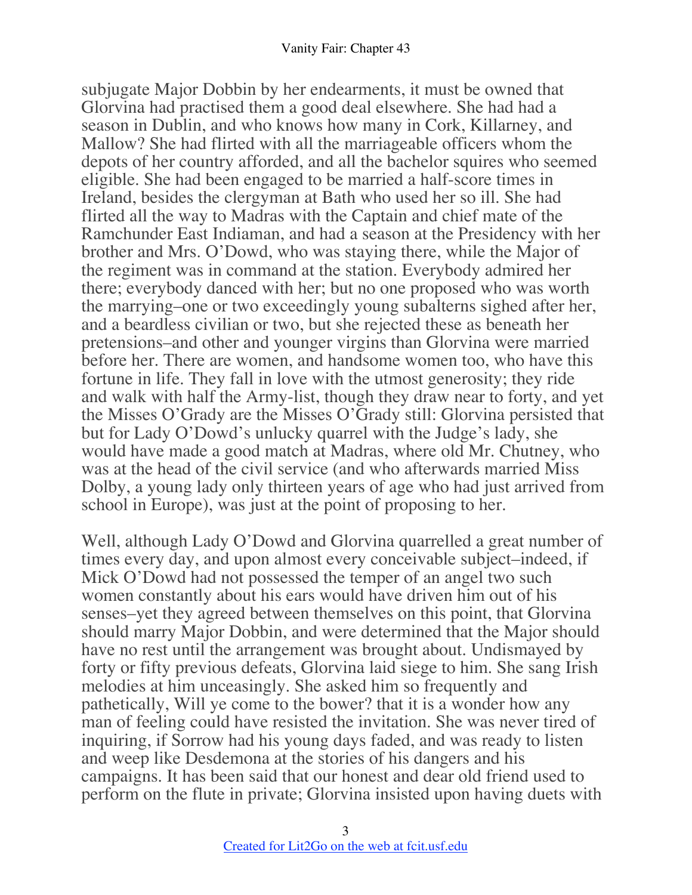subjugate Major Dobbin by her endearments, it must be owned that Glorvina had practised them a good deal elsewhere. She had had a season in Dublin, and who knows how many in Cork, Killarney, and Mallow? She had flirted with all the marriageable officers whom the depots of her country afforded, and all the bachelor squires who seemed eligible. She had been engaged to be married a half-score times in Ireland, besides the clergyman at Bath who used her so ill. She had flirted all the way to Madras with the Captain and chief mate of the Ramchunder East Indiaman, and had a season at the Presidency with her brother and Mrs. O'Dowd, who was staying there, while the Major of the regiment was in command at the station. Everybody admired her there; everybody danced with her; but no one proposed who was worth the marrying–one or two exceedingly young subalterns sighed after her, and a beardless civilian or two, but she rejected these as beneath her pretensions–and other and younger virgins than Glorvina were married before her. There are women, and handsome women too, who have this fortune in life. They fall in love with the utmost generosity; they ride and walk with half the Army-list, though they draw near to forty, and yet the Misses O'Grady are the Misses O'Grady still: Glorvina persisted that but for Lady O'Dowd's unlucky quarrel with the Judge's lady, she would have made a good match at Madras, where old Mr. Chutney, who was at the head of the civil service (and who afterwards married Miss Dolby, a young lady only thirteen years of age who had just arrived from school in Europe), was just at the point of proposing to her.

Well, although Lady O'Dowd and Glorvina quarrelled a great number of times every day, and upon almost every conceivable subject–indeed, if Mick O'Dowd had not possessed the temper of an angel two such women constantly about his ears would have driven him out of his senses–yet they agreed between themselves on this point, that Glorvina should marry Major Dobbin, and were determined that the Major should have no rest until the arrangement was brought about. Undismayed by forty or fifty previous defeats, Glorvina laid siege to him. She sang Irish melodies at him unceasingly. She asked him so frequently and pathetically, Will ye come to the bower? that it is a wonder how any man of feeling could have resisted the invitation. She was never tired of inquiring, if Sorrow had his young days faded, and was ready to listen and weep like Desdemona at the stories of his dangers and his campaigns. It has been said that our honest and dear old friend used to perform on the flute in private; Glorvina insisted upon having duets with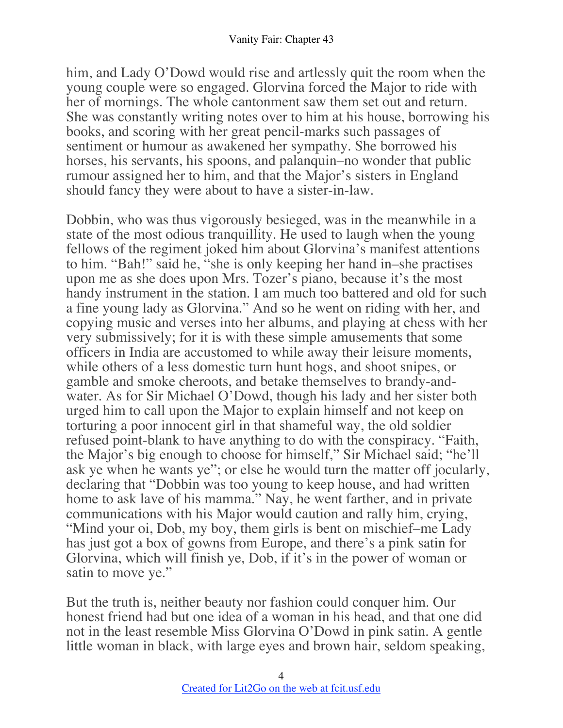him, and Lady O'Dowd would rise and artlessly quit the room when the young couple were so engaged. Glorvina forced the Major to ride with her of mornings. The whole cantonment saw them set out and return. She was constantly writing notes over to him at his house, borrowing his books, and scoring with her great pencil-marks such passages of sentiment or humour as awakened her sympathy. She borrowed his horses, his servants, his spoons, and palanquin–no wonder that public rumour assigned her to him, and that the Major's sisters in England should fancy they were about to have a sister-in-law.

Dobbin, who was thus vigorously besieged, was in the meanwhile in a state of the most odious tranquillity. He used to laugh when the young fellows of the regiment joked him about Glorvina's manifest attentions to him. "Bah!" said he, "she is only keeping her hand in–she practises upon me as she does upon Mrs. Tozer's piano, because it's the most handy instrument in the station. I am much too battered and old for such a fine young lady as Glorvina." And so he went on riding with her, and copying music and verses into her albums, and playing at chess with her very submissively; for it is with these simple amusements that some officers in India are accustomed to while away their leisure moments, while others of a less domestic turn hunt hogs, and shoot snipes, or gamble and smoke cheroots, and betake themselves to brandy-and-water. As for Sir Michael O'Dowd, though his lady and her sister both urged him to call upon the Major to explain himself and not keep on torturing a poor innocent girl in that shameful way, the old soldier refused point-blank to have anything to do with the conspiracy. "Faith, the Major's big enough to choose for himself," Sir Michael said; "he'll ask ye when he wants ye"; or else he would turn the matter off jocularly, declaring that "Dobbin was too young to keep house, and had written home to ask lave of his mamma." Nay, he went farther, and in private communications with his Major would caution and rally him, crying, "Mind your oi, Dob, my boy, them girls is bent on mischief–me Lady has just got a box of gowns from Europe, and there's a pink satin for Glorvina, which will finish ye, Dob, if it's in the power of woman or satin to move ye."

But the truth is, neither beauty nor fashion could conquer him. Our honest friend had but one idea of a woman in his head, and that one did not in the least resemble Miss Glorvina O'Dowd in pink satin. A gentle little woman in black, with large eyes and brown hair, seldom speaking,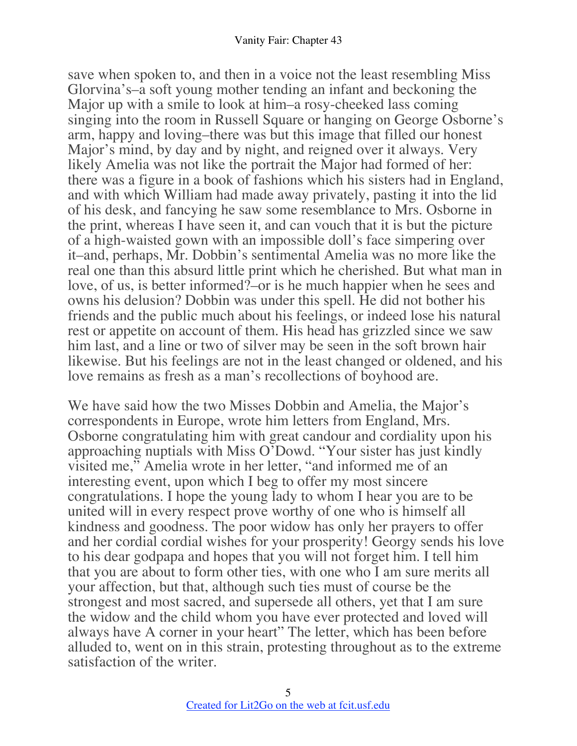save when spoken to, and then in a voice not the least resembling Miss Glorvina's–a soft young mother tending an infant and beckoning the Major up with a smile to look at him–a rosy-cheeked lass coming singing into the room in Russell Square or hanging on George Osborne's arm, happy and loving–there was but this image that filled our honest Major's mind, by day and by night, and reigned over it always. Very likely Amelia was not like the portrait the Major had formed of her: there was a figure in a book of fashions which his sisters had in England, and with which William had made away privately, pasting it into the lid of his desk, and fancying he saw some resemblance to Mrs. Osborne in the print, whereas I have seen it, and can vouch that it is but the picture of a high-waisted gown with an impossible doll's face simpering over it–and, perhaps, Mr. Dobbin's sentimental Amelia was no more like the real one than this absurd little print which he cherished. But what man in love, of us, is better informed?–or is he much happier when he sees and owns his delusion? Dobbin was under this spell. He did not bother his friends and the public much about his feelings, or indeed lose his natural rest or appetite on account of them. His head has grizzled since we saw him last, and a line or two of silver may be seen in the soft brown hair likewise. But his feelings are not in the least changed or oldened, and his love remains as fresh as a man's recollections of boyhood are.

We have said how the two Misses Dobbin and Amelia, the Major's correspondents in Europe, wrote him letters from England, Mrs. Osborne congratulating him with great candour and cordiality upon his approaching nuptials with Miss O'Dowd. "Your sister has just kindly visited me," Amelia wrote in her letter, "and informed me of an interesting event, upon which I beg to offer my most sincere congratulations. I hope the young lady to whom I hear you are to be united will in every respect prove worthy of one who is himself all kindness and goodness. The poor widow has only her prayers to offer and her cordial cordial wishes for your prosperity! Georgy sends his love to his dear godpapa and hopes that you will not forget him. I tell him that you are about to form other ties, with one who I am sure merits all your affection, but that, although such ties must of course be the strongest and most sacred, and supersede all others, yet that I am sure the widow and the child whom you have ever protected and loved will always have A corner in your heart" The letter, which has been before alluded to, went on in this strain, protesting throughout as to the extreme satisfaction of the writer.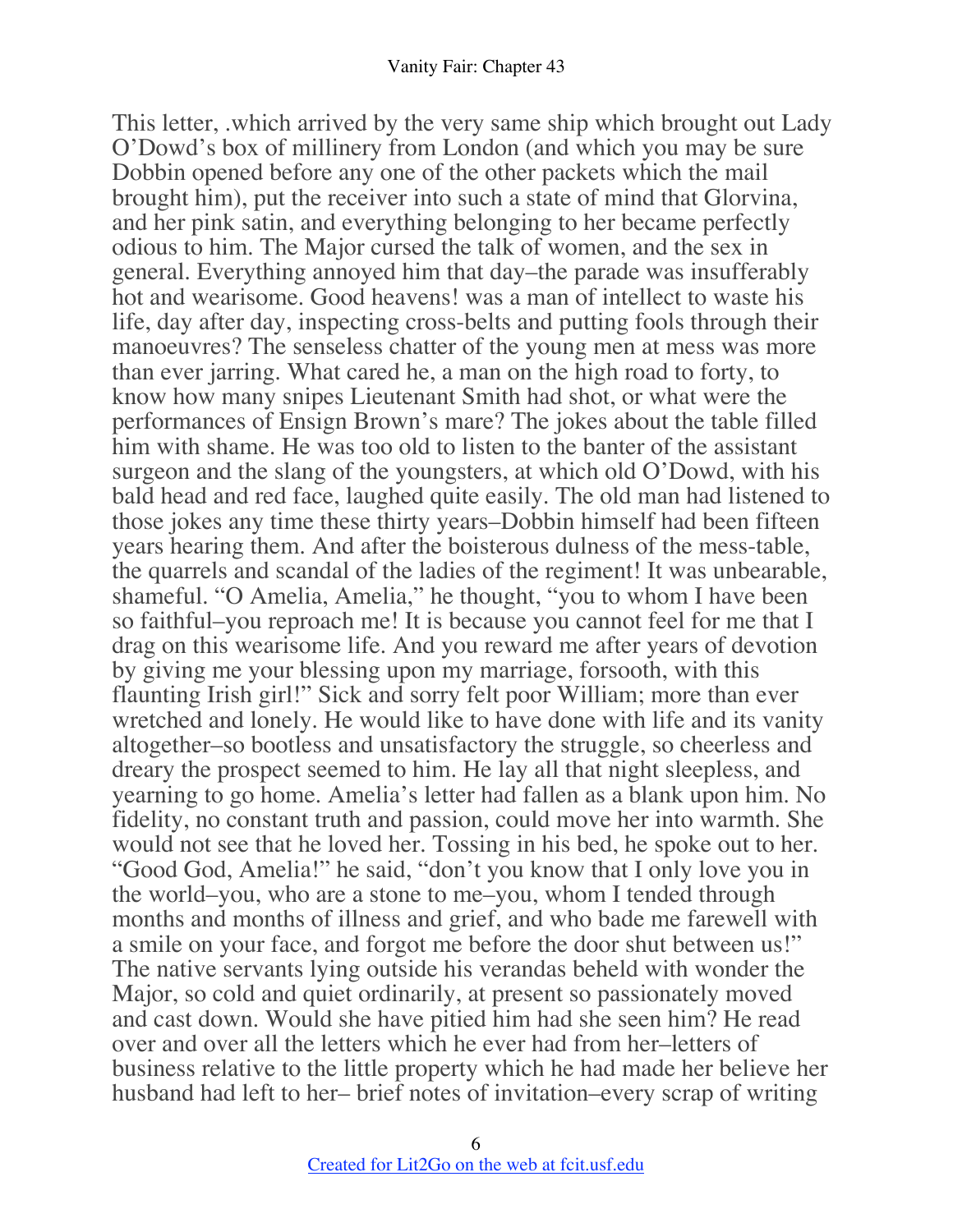This letter, .which arrived by the very same ship which brought out Lady O'Dowd's box of millinery from London (and which you may be sure Dobbin opened before any one of the other packets which the mail brought him), put the receiver into such a state of mind that Glorvina, and her pink satin, and everything belonging to her became perfectly odious to him. The Major cursed the talk of women, and the sex in general. Everything annoyed him that day–the parade was insufferably hot and wearisome. Good heavens! was a man of intellect to waste his life, day after day, inspecting cross-belts and putting fools through their manoeuvres? The senseless chatter of the young men at mess was more than ever jarring. What cared he, a man on the high road to forty, to know how many snipes Lieutenant Smith had shot, or what were the performances of Ensign Brown's mare? The jokes about the table filled him with shame. He was too old to listen to the banter of the assistant surgeon and the slang of the youngsters, at which old O'Dowd, with his bald head and red face, laughed quite easily. The old man had listened to those jokes any time these thirty years–Dobbin himself had been fifteen years hearing them. And after the boisterous dulness of the mess-table, the quarrels and scandal of the ladies of the regiment! It was unbearable, shameful. "O Amelia, Amelia," he thought, "you to whom I have been so faithful–you reproach me! It is because you cannot feel for me that I drag on this wearisome life. And you reward me after years of devotion by giving me your blessing upon my marriage, forsooth, with this flaunting Irish girl!" Sick and sorry felt poor William; more than ever wretched and lonely. He would like to have done with life and its vanity altogether–so bootless and unsatisfactory the struggle, so cheerless and dreary the prospect seemed to him. He lay all that night sleepless, and yearning to go home. Amelia's letter had fallen as a blank upon him. No fidelity, no constant truth and passion, could move her into warmth. She would not see that he loved her. Tossing in his bed, he spoke out to her. "Good God, Amelia!" he said, "don't you know that I only love you in the world–you, who are a stone to me–you, whom I tended through months and months of illness and grief, and who bade me farewell with a smile on your face, and forgot me before the door shut between us!" The native servants lying outside his verandas beheld with wonder the Major, so cold and quiet ordinarily, at present so passionately moved and cast down. Would she have pitied him had she seen him? He read over and over all the letters which he ever had from her–letters of business relative to the little property which he had made her believe her husband had left to her– brief notes of invitation–every scrap of writing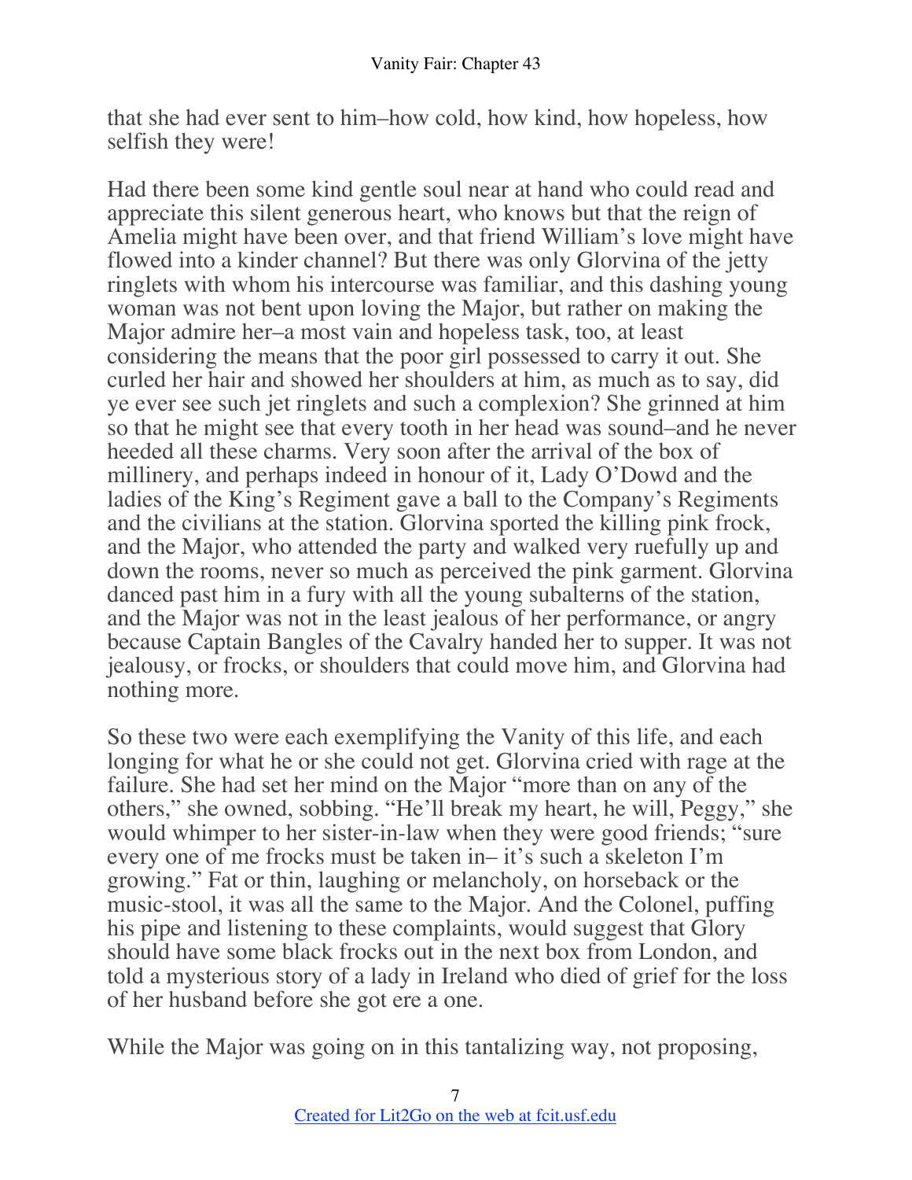that she had ever sent to him–how cold, how kind, how hopeless, how selfish they were!

Had there been some kind gentle soul near at hand who could read and appreciate this silent generous heart, who knows but that the reign of Amelia might have been over, and that friend William's love might have flowed into a kinder channel? But there was only Glorvina of the jetty ringlets with whom his intercourse was familiar, and this dashing young woman was not bent upon loving the Major, but rather on making the Major admire her–a most vain and hopeless task, too, at least considering the means that the poor girl possessed to carry it out. She curled her hair and showed her shoulders at him, as much as to say, did ye ever see such jet ringlets and such a complexion? She grinned at him so that he might see that every tooth in her head was sound–and he never heeded all these charms. Very soon after the arrival of the box of millinery, and perhaps indeed in honour of it, Lady O'Dowd and the ladies of the King's Regiment gave a ball to the Company's Regiments and the civilians at the station. Glorvina sported the killing pink frock, and the Major, who attended the party and walked very ruefully up and down the rooms, never so much as perceived the pink garment. Glorvina danced past him in a fury with all the young subalterns of the station, and the Major was not in the least jealous of her performance, or angry because Captain Bangles of the Cavalry handed her to supper. It was not jealousy, or frocks, or shoulders that could move him, and Glorvina had nothing more.

So these two were each exemplifying the Vanity of this life, and each longing for what he or she could not get. Glorvina cried with rage at the failure. She had set her mind on the Major "more than on any of the others," she owned, sobbing. "He'll break my heart, he will, Peggy," she would whimper to her sister-in-law when they were good friends; "sure every one of me frocks must be taken in– it's such a skeleton I'm growing." Fat or thin, laughing or melancholy, on horseback or the music-stool, it was all the same to the Major. And the Colonel, puffing his pipe and listening to these complaints, would suggest that Glory should have some black frocks out in the next box from London, and told a mysterious story of a lady in Ireland who died of grief for the loss of her husband before she got ere a one.

While the Major was going on in this tantalizing way, not proposing,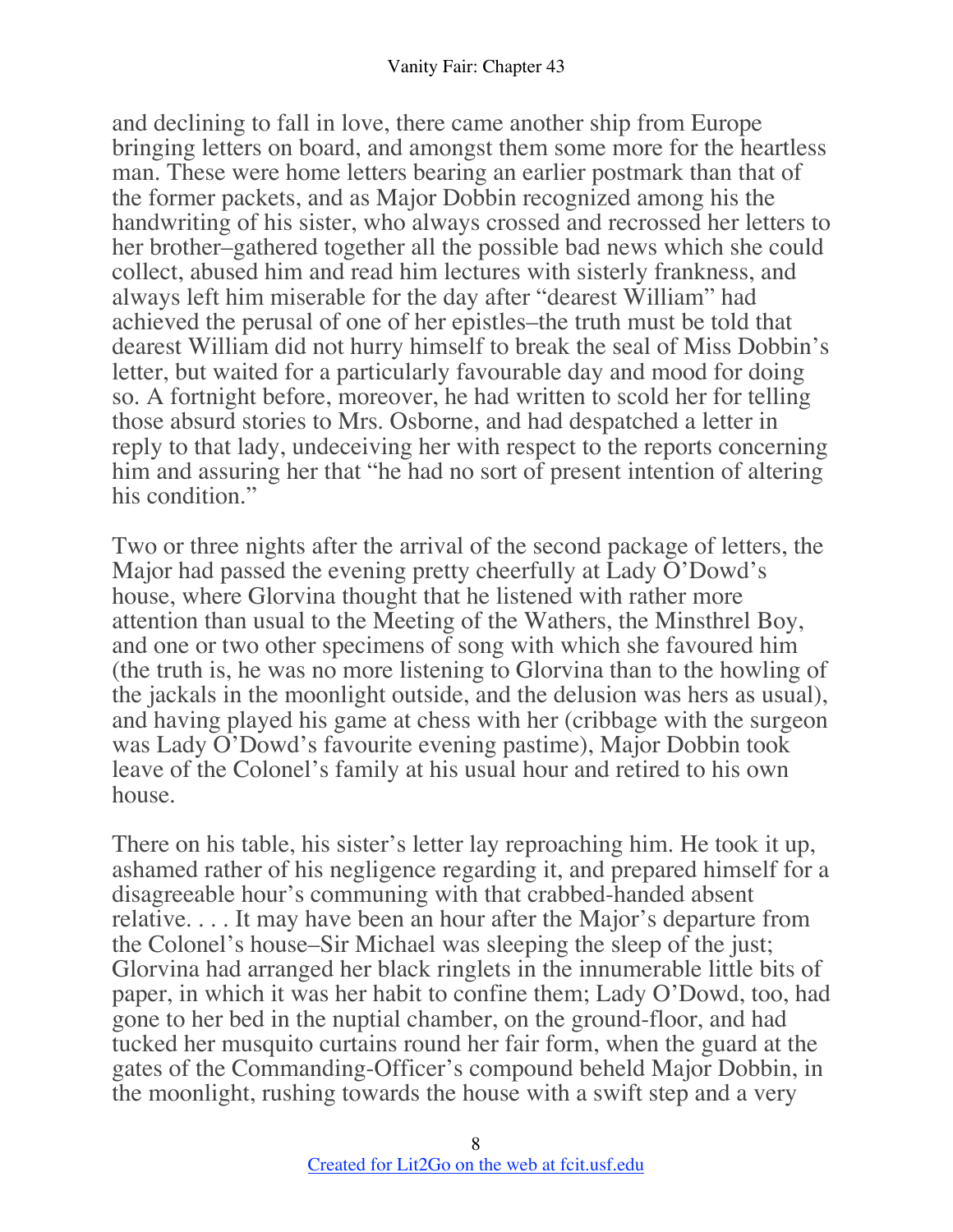and declining to fall in love, there came another ship from Europe bringing letters on board, and amongst them some more for the heartless man. These were home letters bearing an earlier postmark than that of the former packets, and as Major Dobbin recognized among his the handwriting of his sister, who always crossed and recrossed her letters to her brother–gathered together all the possible bad news which she could collect, abused him and read him lectures with sisterly frankness, and always left him miserable for the day after "dearest William" had achieved the perusal of one of her epistles–the truth must be told that dearest William did not hurry himself to break the seal of Miss Dobbin's letter, but waited for a particularly favourable day and mood for doing so. A fortnight before, moreover, he had written to scold her for telling those absurd stories to Mrs. Osborne, and had despatched a letter in reply to that lady, undeceiving her with respect to the reports concerning him and assuring her that "he had no sort of present intention of altering his condition."

Two or three nights after the arrival of the second package of letters, the Major had passed the evening pretty cheerfully at Lady O'Dowd's house, where Glorvina thought that he listened with rather more attention than usual to the Meeting of the Wathers, the Minsthrel Boy, and one or two other specimens of song with which she favoured him (the truth is, he was no more listening to Glorvina than to the howling of the jackals in the moonlight outside, and the delusion was hers as usual), and having played his game at chess with her (cribbage with the surgeon was Lady O'Dowd's favourite evening pastime), Major Dobbin took leave of the Colonel's family at his usual hour and retired to his own house.

There on his table, his sister's letter lay reproaching him. He took it up, ashamed rather of his negligence regarding it, and prepared himself for a disagreeable hour's communing with that crabbed-handed absent relative. . . . It may have been an hour after the Major's departure from the Colonel's house–Sir Michael was sleeping the sleep of the just; Glorvina had arranged her black ringlets in the innumerable little bits of paper, in which it was her habit to confine them; Lady O'Dowd, too, had gone to her bed in the nuptial chamber, on the ground-floor, and had tucked her musquito curtains round her fair form, when the guard at the gates of the Commanding-Officer's compound beheld Major Dobbin, in the moonlight, rushing towards the house with a swift step and a very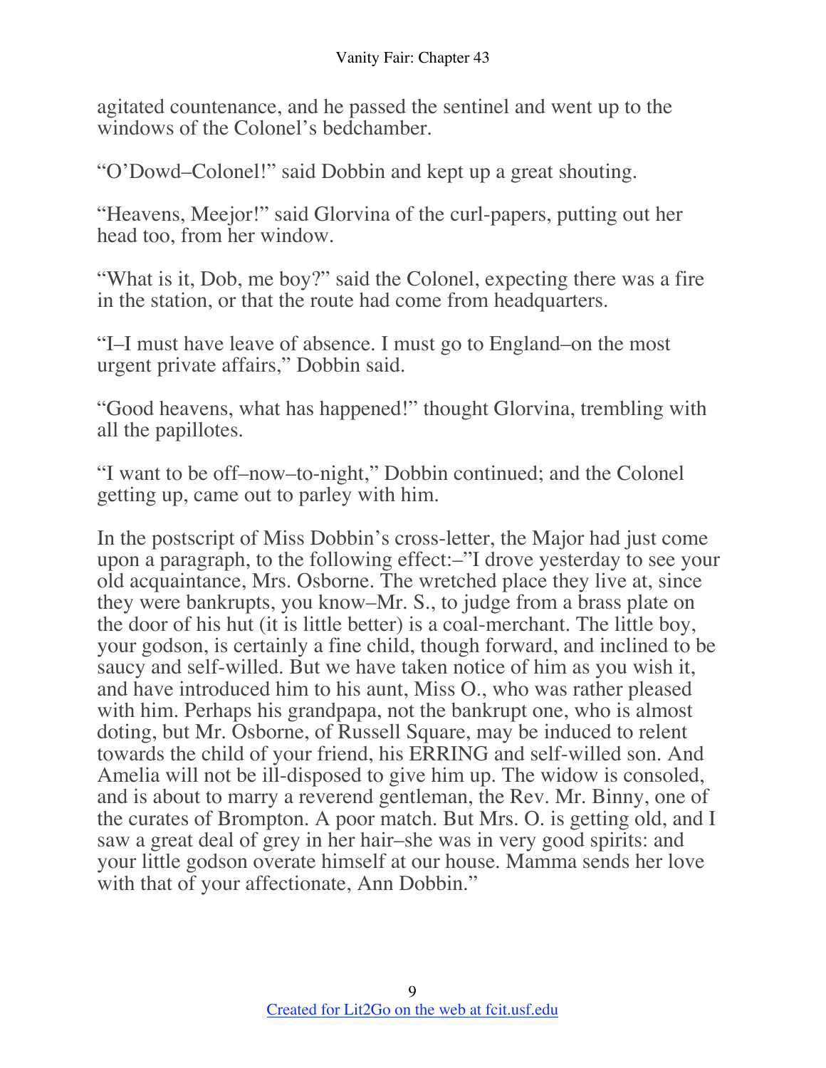agitated countenance, and he passed the sentinel and went up to the windows of the Colonel's bedchamber.

"O'Dowd–Colonel!" said Dobbin and kept up a great shouting.

"Heavens, Meejor!" said Glorvina of the curl-papers, putting out her head too, from her window.

"What is it, Dob, me boy?" said the Colonel, expecting there was a fire in the station, or that the route had come from headquarters.

"I–I must have leave of absence. I must go to England–on the most urgent private affairs," Dobbin said.

"Good heavens, what has happened!" thought Glorvina, trembling with all the papillotes.

"I want to be off–now–to-night," Dobbin continued; and the Colonel getting up, came out to parley with him.

In the postscript of Miss Dobbin's cross-letter, the Major had just come upon a paragraph, to the following effect:–"I drove yesterday to see your old acquaintance, Mrs. Osborne. The wretched place they live at, since they were bankrupts, you know–Mr. S., to judge from a brass plate on the door of his hut (it is little better) is a coal-merchant. The little boy, your godson, is certainly a fine child, though forward, and inclined to be saucy and self-willed. But we have taken notice of him as you wish it, and have introduced him to his aunt, Miss O., who was rather pleased with him. Perhaps his grandpapa, not the bankrupt one, who is almost doting, but Mr. Osborne, of Russell Square, may be induced to relent towards the child of your friend, his ERRING and self-willed son. And Amelia will not be ill-disposed to give him up. The widow is consoled, and is about to marry a reverend gentleman, the Rev. Mr. Binny, one of the curates of Brompton. A poor match. But Mrs. O. is getting old, and I saw a great deal of grey in her hair–she was in very good spirits: and your little godson overate himself at our house. Mamma sends her love with that of your affectionate, Ann Dobbin."